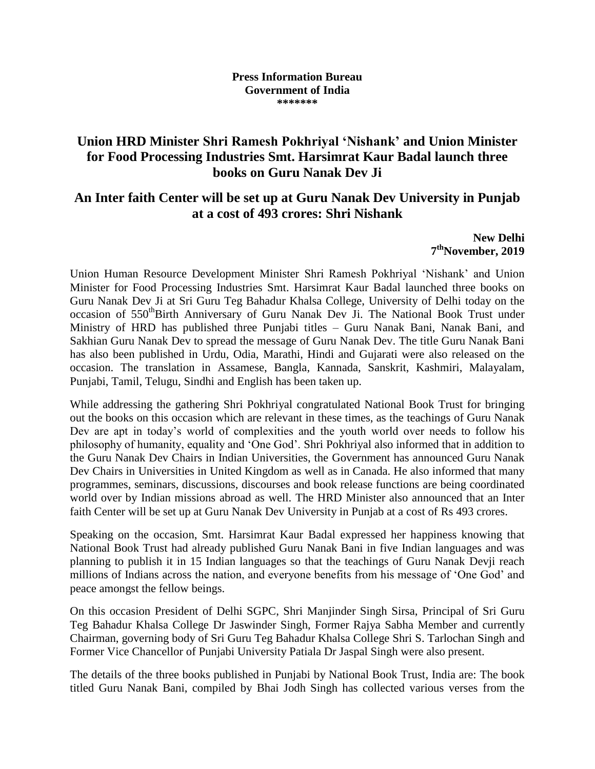**Press Information Bureau**
**Government of India**
**\*\*\*\*\*\*\***

# Union HRD Minister Shri Ramesh Pokhriyal 'Nishank' and Union Minister for Food Processing Industries Smt. Harsimrat Kaur Badal launch three books on Guru Nanak Dev Ji

## An Inter faith Center will be set up at Guru Nanak Dev University in Punjab at a cost of 493 crores: Shri Nishank

**New Delhi**
**7th November, 2019**

Union Human Resource Development Minister Shri Ramesh Pokhriyal 'Nishank' and Union Minister for Food Processing Industries Smt. Harsimrat Kaur Badal launched three books on Guru Nanak Dev Ji at Sri Guru Teg Bahadur Khalsa College, University of Delhi today on the occasion of 550th Birth Anniversary of Guru Nanak Dev Ji. The National Book Trust under Ministry of HRD has published three Punjabi titles – Guru Nanak Bani, Nanak Bani, and Sakhian Guru Nanak Dev to spread the message of Guru Nanak Dev. The title Guru Nanak Bani has also been published in Urdu, Odia, Marathi, Hindi and Gujarati were also released on the occasion. The translation in Assamese, Bangla, Kannada, Sanskrit, Kashmiri, Malayalam, Punjabi, Tamil, Telugu, Sindhi and English has been taken up.

While addressing the gathering Shri Pokhriyal congratulated National Book Trust for bringing out the books on this occasion which are relevant in these times, as the teachings of Guru Nanak Dev are apt in today's world of complexities and the youth world over needs to follow his philosophy of humanity, equality and 'One God'. Shri Pokhriyal also informed that in addition to the Guru Nanak Dev Chairs in Indian Universities, the Government has announced Guru Nanak Dev Chairs in Universities in United Kingdom as well as in Canada. He also informed that many programmes, seminars, discussions, discourses and book release functions are being coordinated world over by Indian missions abroad as well. The HRD Minister also announced that an Inter faith Center will be set up at Guru Nanak Dev University in Punjab at a cost of Rs 493 crores.

Speaking on the occasion, Smt. Harsimrat Kaur Badal expressed her happiness knowing that National Book Trust had already published Guru Nanak Bani in five Indian languages and was planning to publish it in 15 Indian languages so that the teachings of Guru Nanak Devji reach millions of Indians across the nation, and everyone benefits from his message of 'One God' and peace amongst the fellow beings.

On this occasion President of Delhi SGPC, Shri Manjinder Singh Sirsa, Principal of Sri Guru Teg Bahadur Khalsa College Dr Jaswinder Singh, Former Rajya Sabha Member and currently Chairman, governing body of Sri Guru Teg Bahadur Khalsa College Shri S. Tarlochan Singh and Former Vice Chancellor of Punjabi University Patiala Dr Jaspal Singh were also present.

The details of the three books published in Punjabi by National Book Trust, India are: The book titled Guru Nanak Bani, compiled by Bhai Jodh Singh has collected various verses from the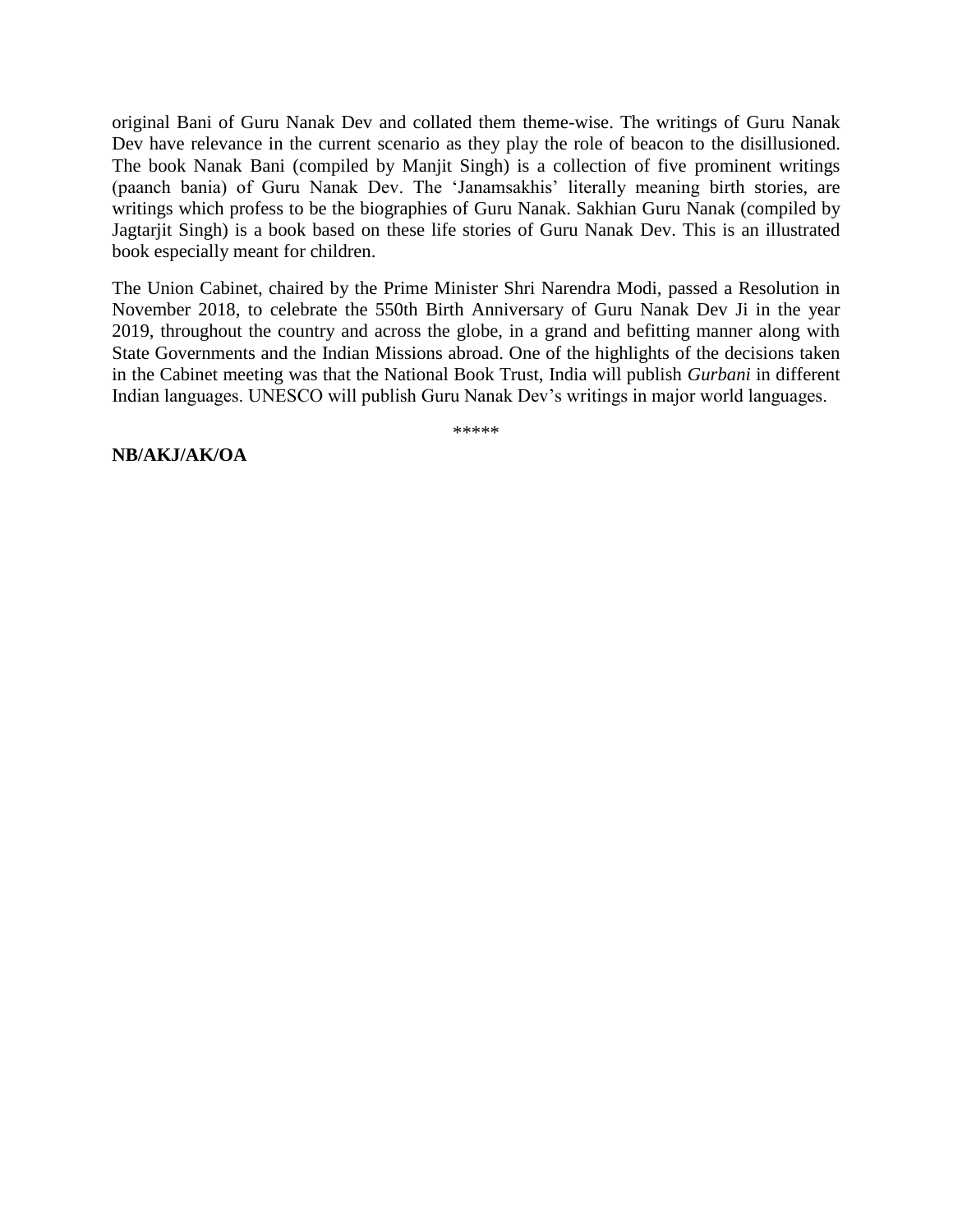original Bani of Guru Nanak Dev and collated them theme-wise. The writings of Guru Nanak Dev have relevance in the current scenario as they play the role of beacon to the disillusioned. The book Nanak Bani (compiled by Manjit Singh) is a collection of five prominent writings (paanch bania) of Guru Nanak Dev. The 'Janamsakhis' literally meaning birth stories, are writings which profess to be the biographies of Guru Nanak. Sakhian Guru Nanak (compiled by Jagtarjit Singh) is a book based on these life stories of Guru Nanak Dev. This is an illustrated book especially meant for children.

The Union Cabinet, chaired by the Prime Minister Shri Narendra Modi, passed a Resolution in November 2018, to celebrate the 550th Birth Anniversary of Guru Nanak Dev Ji in the year 2019, throughout the country and across the globe, in a grand and befitting manner along with State Governments and the Indian Missions abroad. One of the highlights of the decisions taken in the Cabinet meeting was that the National Book Trust, India will publish *Gurbani* in different Indian languages. UNESCO will publish Guru Nanak Dev's writings in major world languages.

*****

**NB/AKJ/AK/OA**